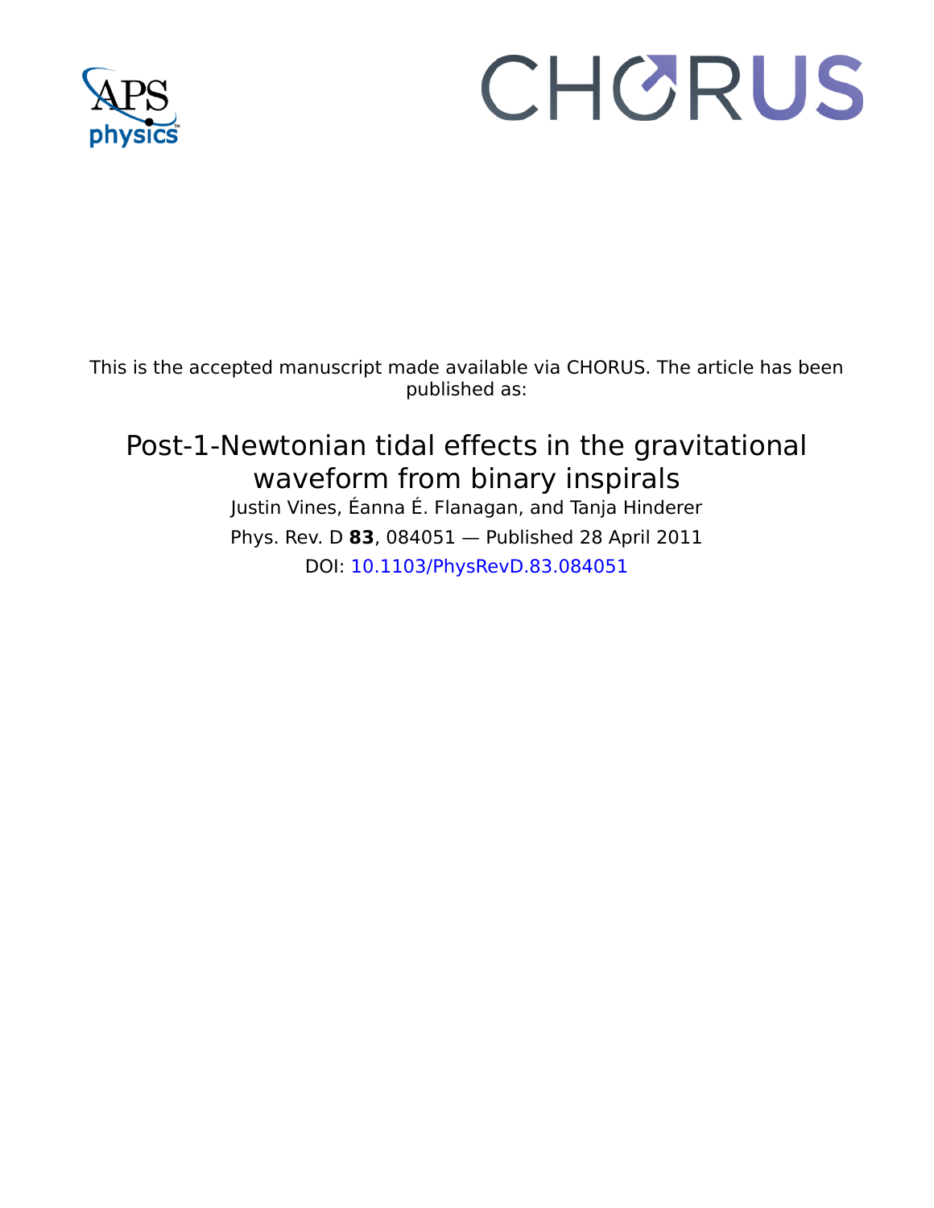This is the accepted manuscript made available via CHORUS. The article has been published as:

# Post-1-Newtonian tidal effects in the gravitational waveform from binary inspirals

Justin Vines, Éanna É. Flanagan, and Tanja Hinderer

Phys. Rev. D **83**, 084051 — Published 28 April 2011

DOI: 10.1103/PhysRevD.83.084051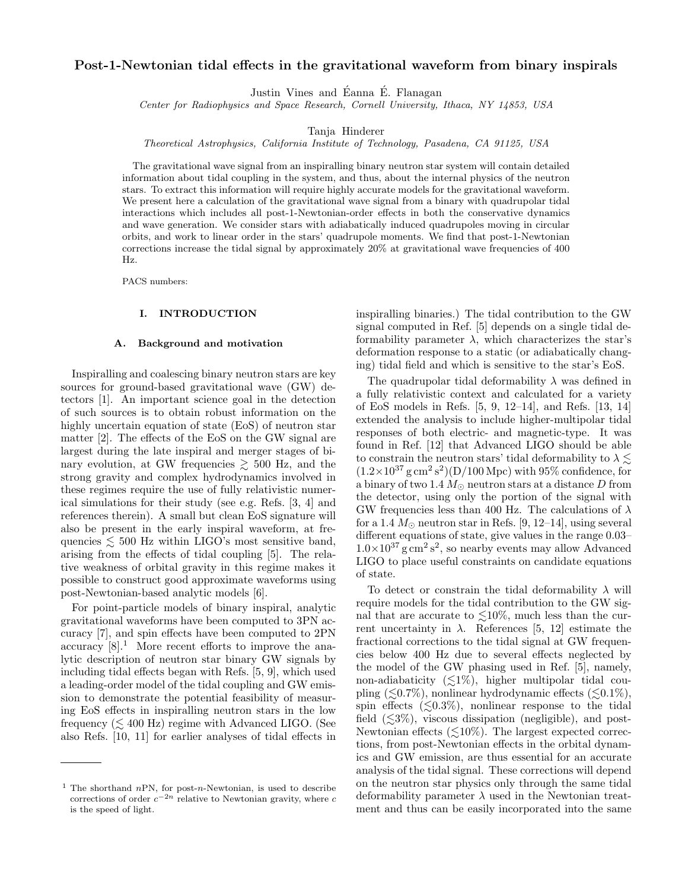# Post-1-Newtonian tidal effects in the gravitational waveform from binary inspirals

Justin Vines and Éanna É. Flanagan

*Center for Radiophysics and Space Research, Cornell University, Ithaca, NY 14853, USA*

Tanja Hinderer

*Theoretical Astrophysics, California Institute of Technology, Pasadena, CA 91125, USA*

The gravitational wave signal from an inspiralling binary neutron star system will contain detailed information about tidal coupling in the system, and thus, about the internal physics of the neutron stars. To extract this information will require highly accurate models for the gravitational waveform. We present here a calculation of the gravitational wave signal from a binary with quadrupolar tidal interactions which includes all post-1-Newtonian-order effects in both the conservative dynamics and wave generation. We consider stars with adiabatically induced quadrupoles moving in circular orbits, and work to linear order in the stars' quadrupole moments. We find that post-1-Newtonian corrections increase the tidal signal by approximately 20% at gravitational wave frequencies of 400 Hz.

PACS numbers:

## I. INTRODUCTION

### A. Background and motivation

Inspiralling and coalescing binary neutron stars are key sources for ground-based gravitational wave (GW) detectors [1]. An important science goal in the detection of such sources is to obtain robust information on the highly uncertain equation of state (EoS) of neutron star matter [2]. The effects of the EoS on the GW signal are largest during the late inspiral and merger stages of binary evolution, at GW frequencies $\gtrsim$ 500 Hz, and the strong gravity and complex hydrodynamics involved in these regimes require the use of fully relativistic numerical simulations for their study (see e.g. Refs. [3, 4] and references therein). A small but clean EoS signature will also be present in the early inspiral waveform, at frequencies $\lesssim$ 500 Hz within LIGO's most sensitive band, arising from the effects of tidal coupling [5]. The relative weakness of orbital gravity in this regime makes it possible to construct good approximate waveforms using post-Newtonian-based analytic models [6].

For point-particle models of binary inspiral, analytic gravitational waveforms have been computed to 3PN accuracy [7], and spin effects have been computed to 2PN accuracy [8].[1] More recent efforts to improve the analytic description of neutron star binary GW signals by including tidal effects began with Refs. [5, 9], which used a leading-order model of the tidal coupling and GW emission to demonstrate the potential feasibility of measuring EoS effects in inspiralling neutron stars in the low frequency ($\lesssim$ 400 Hz) regime with Advanced LIGO. (See also Refs. [10, 11] for earlier analyses of tidal effects in inspiralling binaries.) The tidal contribution to the GW signal computed in Ref. [5] depends on a single tidal deformability parameter $\lambda$, which characterizes the star's deformation response to a static (or adiabatically changing) tidal field and which is sensitive to the star's EoS.

The quadrupolar tidal deformability $\lambda$ was defined in a fully relativistic context and calculated for a variety of EoS models in Refs. [5, 9, 12–14], and Refs. [13, 14] extended the analysis to include higher-multipolar tidal responses of both electric- and magnetic-type. It was found in Ref. [12] that Advanced LIGO should be able to constrain the neutron stars' tidal deformability to $\lambda \lesssim (1.2\times10^{37}\,\mathrm{g\,cm^2\,s^2})(\mathrm{D}/100\,\mathrm{Mpc})$ with 95% confidence, for a binary of two 1.4 $M_\odot$ neutron stars at a distance $D$ from the detector, using only the portion of the signal with GW frequencies less than 400 Hz. The calculations of $\lambda$ for a 1.4 $M_\odot$ neutron star in Refs. [9, 12–14], using several different equations of state, give values in the range 0.03–$1.0\times10^{37}\,\mathrm{g\,cm^2\,s^2}$, so nearby events may allow Advanced LIGO to place useful constraints on candidate equations of state.

To detect or constrain the tidal deformability $\lambda$ will require models for the tidal contribution to the GW signal that are accurate to $\lesssim$10%, much less than the current uncertainty in $\lambda$. References [5, 12] estimate the fractional corrections to the tidal signal at GW frequencies below 400 Hz due to several effects neglected by the model of the GW phasing used in Ref. [5], namely, non-adiabaticity ($\lesssim$1%), higher multipolar tidal coupling ($\lesssim$0.7%), nonlinear hydrodynamic effects ($\lesssim$0.1%), spin effects ($\lesssim$0.3%), nonlinear response to the tidal field ($\lesssim$3%), viscous dissipation (negligible), and post-Newtonian effects ($\lesssim$10%). The largest expected corrections, from post-Newtonian effects in the orbital dynamics and GW emission, are thus essential for an accurate analysis of the tidal signal. These corrections will depend on the neutron star physics only through the same tidal deformability parameter $\lambda$ used in the Newtonian treatment and thus can be easily incorporated into the same

[1] The shorthand $n$PN, for post-$n$-Newtonian, is used to describe corrections of order $c^{-2n}$ relative to Newtonian gravity, where $c$ is the speed of light.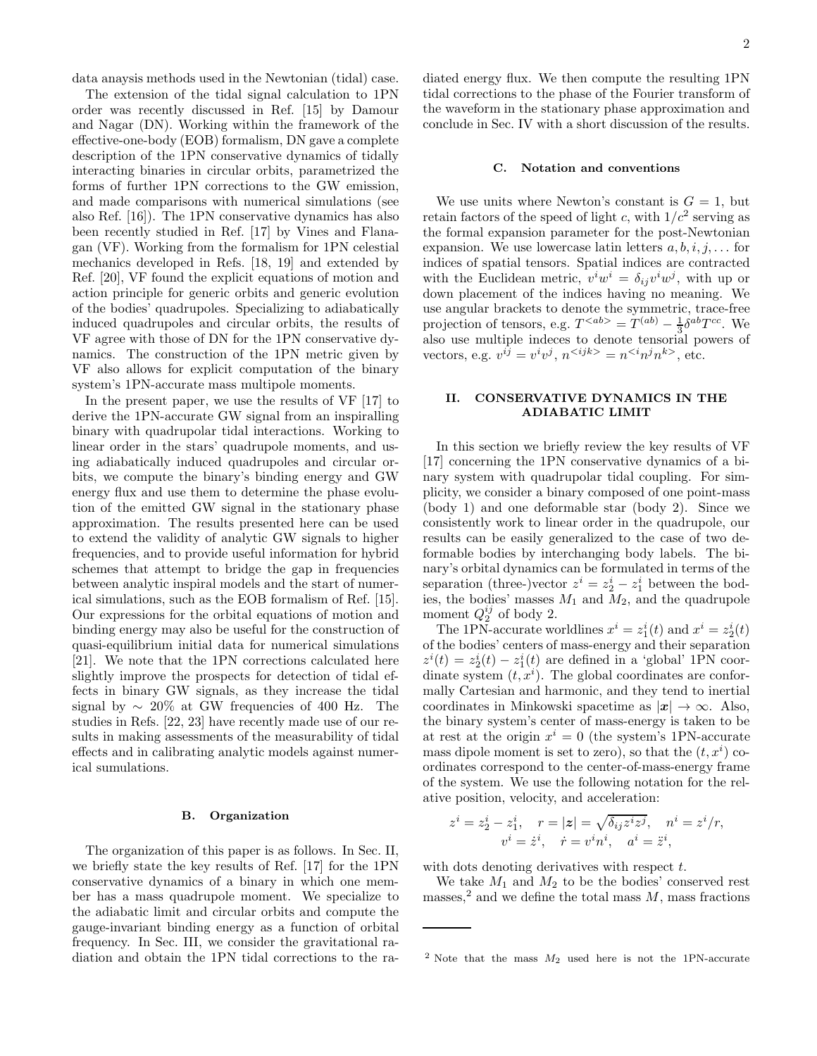data anaysis methods used in the Newtonian (tidal) case.

The extension of the tidal signal calculation to 1PN order was recently discussed in Ref. [15] by Damour and Nagar (DN). Working within the framework of the effective-one-body (EOB) formalism, DN gave a complete description of the 1PN conservative dynamics of tidally interacting binaries in circular orbits, parametrized the forms of further 1PN corrections to the GW emission, and made comparisons with numerical simulations (see also Ref. [16]). The 1PN conservative dynamics has also been recently studied in Ref. [17] by Vines and Flanagan (VF). Working from the formalism for 1PN celestial mechanics developed in Refs. [18, 19] and extended by Ref. [20], VF found the explicit equations of motion and action principle for generic orbits and generic evolution of the bodies' quadrupoles. Specializing to adiabatically induced quadrupoles and circular orbits, the results of VF agree with those of DN for the 1PN conservative dynamics. The construction of the 1PN metric given by VF also allows for explicit computation of the binary system's 1PN-accurate mass multipole moments.

In the present paper, we use the results of VF [17] to derive the 1PN-accurate GW signal from an inspiralling binary with quadrupolar tidal interactions. Working to linear order in the stars' quadrupole moments, and using adiabatically induced quadrupoles and circular orbits, we compute the binary's binding energy and GW energy flux and use them to determine the phase evolution of the emitted GW signal in the stationary phase approximation. The results presented here can be used to extend the validity of analytic GW signals to higher frequencies, and to provide useful information for hybrid schemes that attempt to bridge the gap in frequencies between analytic inspiral models and the start of numerical simulations, such as the EOB formalism of Ref. [15]. Our expressions for the orbital equations of motion and binding energy may also be useful for the construction of quasi-equilibrium initial data for numerical simulations [21]. We note that the 1PN corrections calculated here slightly improve the prospects for detection of tidal effects in binary GW signals, as they increase the tidal signal by $\sim 20\%$ at GW frequencies of 400 Hz. The studies in Refs. [22, 23] have recently made use of our results in making assessments of the measurability of tidal effects and in calibrating analytic models against numerical sumulations.

### B. Organization

The organization of this paper is as follows. In Sec. II, we briefly state the key results of Ref. [17] for the 1PN conservative dynamics of a binary in which one member has a mass quadrupole moment. We specialize to the adiabatic limit and circular orbits and compute the gauge-invariant binding energy as a function of orbital frequency. In Sec. III, we consider the gravitational radiation and obtain the 1PN tidal corrections to the radiated energy flux. We then compute the resulting 1PN tidal corrections to the phase of the Fourier transform of the waveform in the stationary phase approximation and conclude in Sec. IV with a short discussion of the results.

### C. Notation and conventions

We use units where Newton's constant is $G = 1$, but retain factors of the speed of light $c$, with $1/c^2$ serving as the formal expansion parameter for the post-Newtonian expansion. We use lowercase latin letters $a, b, i, j, \ldots$ for indices of spatial tensors. Spatial indices are contracted with the Euclidean metric, $v^i w^i = \delta_{ij} v^i w^j$, with up or down placement of the indices having no meaning. We use angular brackets to denote the symmetric, trace-free projection of tensors, e.g. $T^{<ab>} = T^{(ab)} - \frac{1}{3}\delta^{ab} T^{cc}$. We also use multiple indeces to denote tensorial powers of vectors, e.g. $v^{ij} = v^i v^j$, $n^{<ijk>} = n^{<i} n^j n^{k>}$, etc.

## II. CONSERVATIVE DYNAMICS IN THE ADIABATIC LIMIT

In this section we briefly review the key results of VF [17] concerning the 1PN conservative dynamics of a binary system with quadrupolar tidal coupling. For simplicity, we consider a binary composed of one point-mass (body 1) and one deformable star (body 2). Since we consistently work to linear order in the quadrupole, our results can be easily generalized to the case of two deformable bodies by interchanging body labels. The binary's orbital dynamics can be formulated in terms of the separation (three-)vector $z^i = z_2^i - z_1^i$ between the bodies, the bodies' masses $M_1$ and $M_2$, and the quadrupole moment $Q_2^{ij}$ of body 2.

The 1PN-accurate worldlines $x^i = z_1^i(t)$ and $x^i = z_2^i(t)$ of the bodies' centers of mass-energy and their separation $z^i(t) = z_2^i(t) - z_1^i(t)$ are defined in a 'global' 1PN coordinate system $(t, x^i)$. The global coordinates are conformally Cartesian and harmonic, and they tend to inertial coordinates in Minkowski spacetime as $|\boldsymbol{x}| \to \infty$. Also, the binary system's center of mass-energy is taken to be at rest at the origin $x^i = 0$ (the system's 1PN-accurate mass dipole moment is set to zero), so that the $(t, x^i)$ coordinates correspond to the center-of-mass-energy frame of the system. We use the following notation for the relative position, velocity, and acceleration:

$$z^i = z_2^i - z_1^i, \quad r = |\boldsymbol{z}| = \sqrt{\delta_{ij} z^i z^j}, \quad n^i = z^i / r,$$
$$v^i = \dot{z}^i, \quad \dot{r} = v^i n^i, \quad a^i = \ddot{z}^i,$$

with dots denoting derivatives with respect $t$.

We take $M_1$ and $M_2$ to be the bodies' conserved rest masses,[2] and we define the total mass $M$, mass fractions

[2] Note that the mass $M_2$ used here is not the 1PN-accurate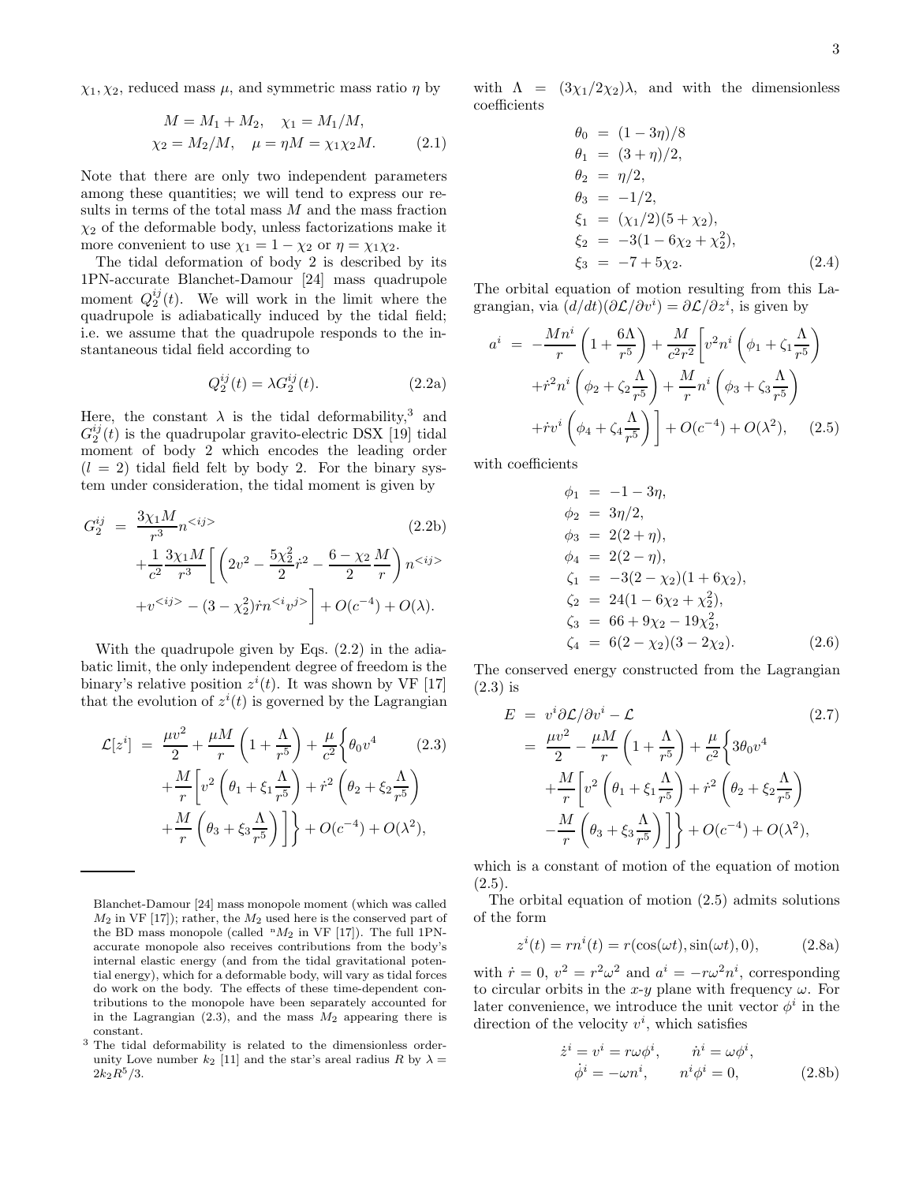$\chi_1, \chi_2$, reduced mass $\mu$, and symmetric mass ratio $\eta$ by

$$
\begin{aligned}
M &= M_1 + M_2, \quad \chi_1 = M_1/M, \\
\chi_2 &= M_2/M, \quad \mu = \eta M = \chi_1 \chi_2 M.
\end{aligned} \tag{2.1}
$$

Note that there are only two independent parameters among these quantities; we will tend to express our results in terms of the total mass $M$ and the mass fraction $\chi_2$ of the deformable body, unless factorizations make it more convenient to use $\chi_1 = 1 - \chi_2$ or $\eta = \chi_1\chi_2$.

The tidal deformation of body 2 is described by its 1PN-accurate Blanchet-Damour [24] mass quadrupole moment $Q_2^{ij}(t)$. We will work in the limit where the quadrupole is adiabatically induced by the tidal field; i.e. we assume that the quadrupole responds to the instantaneous tidal field according to

$$
Q_2^{ij}(t) = \lambda G_2^{ij}(t). \tag{2.2a}
$$

Here, the constant $\lambda$ is the tidal deformability,[3] and $G_2^{ij}(t)$ is the quadrupolar gravito-electric DSX [19] tidal moment of body 2 which encodes the leading order ($l = 2$) tidal field felt by body 2. For the binary system under consideration, the tidal moment is given by

$$
\begin{aligned}
G_2^{ij} &= \frac{3\chi_1 M}{r^3} n^{<ij>} \qquad (2.2b)\\
&+ \frac{1}{c^2}\frac{3\chi_1 M}{r^3}\Bigg[\left(2v^2 - \frac{5\chi_2^2}{2}\dot{r}^2 - \frac{6-\chi_2}{2}\frac{M}{r}\right) n^{<ij>} \\
&+ v^{<ij>} - (3-\chi_2^2)\dot{r} n^{<i}v^{j>}\Bigg] + O(c^{-4}) + O(\lambda).
\end{aligned}
$$

With the quadrupole given by Eqs. (2.2) in the adiabatic limit, the only independent degree of freedom is the binary's relative position $z^i(t)$. It was shown by VF [17] that the evolution of $z^i(t)$ is governed by the Lagrangian

$$
\begin{aligned}
\mathcal{L}[z^i] &= \frac{\mu v^2}{2} + \frac{\mu M}{r}\left(1 + \frac{\Lambda}{r^5}\right) + \frac{\mu}{c^2}\Bigg\{\theta_0 v^4 \qquad (2.3)\\
&+ \frac{M}{r}\Bigg[v^2\left(\theta_1 + \xi_1 \frac{\Lambda}{r^5}\right) + \dot{r}^2\left(\theta_2 + \xi_2\frac{\Lambda}{r^5}\right) \\
&+ \frac{M}{r}\left(\theta_3 + \xi_3 \frac{\Lambda}{r^5}\right)\Bigg]\Bigg\} + O(c^{-4}) + O(\lambda^2),
\end{aligned}
$$

with $\Lambda = (3\chi_1/2\chi_2)\lambda$, and with the dimensionless coefficients

$$
\begin{aligned}
\theta_0 &= (1-3\eta)/8 \\
\theta_1 &= (3+\eta)/2, \\
\theta_2 &= \eta/2, \\
\theta_3 &= -1/2, \\
\xi_1 &= (\chi_1/2)(5+\chi_2), \\
\xi_2 &= -3(1-6\chi_2+\chi_2^2), \\
\xi_3 &= -7+5\chi_2.
\end{aligned} \tag{2.4}
$$

The orbital equation of motion resulting from this Lagrangian, via $(d/dt)(\partial\mathcal{L}/\partial v^i) = \partial \mathcal{L}/\partial z^i$, is given by

$$
\begin{aligned}
a^i &= -\frac{Mn^i}{r}\left(1 + \frac{6\Lambda}{r^5}\right) + \frac{M}{c^2 r^2}\Bigg[v^2 n^i \left(\phi_1 + \zeta_1\frac{\Lambda}{r^5}\right) \\
&+ \dot{r}^2 n^i\left(\phi_2 + \zeta_2\frac{\Lambda}{r^5}\right) + \frac{M}{r}n^i\left(\phi_3 + \zeta_3 \frac{\Lambda}{r^5}\right) \\
&+ \dot{r}v^i\left(\phi_4 + \zeta_4\frac{\Lambda}{r^5}\right)\Bigg] + O(c^{-4}) + O(\lambda^2),
\end{aligned} \tag{2.5}
$$

with coefficients

$$
\begin{aligned}
\phi_1 &= -1-3\eta, \\
\phi_2 &= 3\eta/2, \\
\phi_3 &= 2(2+\eta), \\
\phi_4 &= 2(2-\eta), \\
\zeta_1 &= -3(2-\chi_2)(1+6\chi_2), \\
\zeta_2 &= 24(1-6\chi_2+\chi_2^2), \\
\zeta_3 &= 66 + 9\chi_2 - 19\chi_2^2, \\
\zeta_4 &= 6(2-\chi_2)(3-2\chi_2).
\end{aligned} \tag{2.6}
$$

The conserved energy constructed from the Lagrangian (2.3) is

$$
\begin{aligned}
E &= v^i \partial\mathcal{L}/\partial v^i - \mathcal{L} \qquad (2.7)\\
&= \frac{\mu v^2}{2} - \frac{\mu M}{r}\left(1 + \frac{\Lambda}{r^5}\right) + \frac{\mu}{c^2}\Bigg\{3\theta_0 v^4 \\
&+ \frac{M}{r}\Bigg[v^2\left(\theta_1 + \xi_1\frac{\Lambda}{r^5}\right) + \dot{r}^2\left(\theta_2 + \xi_2\frac{\Lambda}{r^5}\right) \\
&- \frac{M}{r}\left(\theta_3 + \xi_3\frac{\Lambda}{r^5}\right)\Bigg]\Bigg\} + O(c^{-4}) + O(\lambda^2),
\end{aligned}
$$

which is a constant of motion of the equation of motion (2.5).

The orbital equation of motion (2.5) admits solutions of the form

$$
z^i(t) = rn^i(t) = r(\cos(\omega t), \sin(\omega t), 0), \tag{2.8a}
$$

with $\dot{r} = 0$, $v^2 = r^2\omega^2$ and $a^i = -r\omega^2 n^i$, corresponding to circular orbits in the $x$-$y$ plane with frequency $\omega$. For later convenience, we introduce the unit vector $\phi^i$ in the direction of the velocity $v^i$, which satisfies

$$
\begin{aligned}
\dot{z}^i = v^i = r\omega\phi^i, \qquad \dot{n}^i = \omega\phi^i, \\
\dot{\phi}^i = -\omega n^i, \qquad n^i\phi^i = 0,
\end{aligned} \tag{2.8b}
$$

---

Blanchet-Damour [24] mass monopole moment (which was called $M_2$ in VF [17]); rather, the $M_2$ used here is the conserved part of the BD mass monopole (called ${}^{\text{n}}M_2$ in VF [17]). The full 1PN-accurate monopole also receives contributions from the body's internal elastic energy (and from the tidal gravitational potential energy), which for a deformable body, will vary as tidal forces do work on the body. The effects of these time-dependent contributions to the monopole have been separately accounted for in the Lagrangian (2.3), and the mass $M_2$ appearing there is constant.

[3] The tidal deformability is related to the dimensionless order-unity Love number $k_2$ [11] and the star's areal radius $R$ by $\lambda = 2k_2R^5/3$.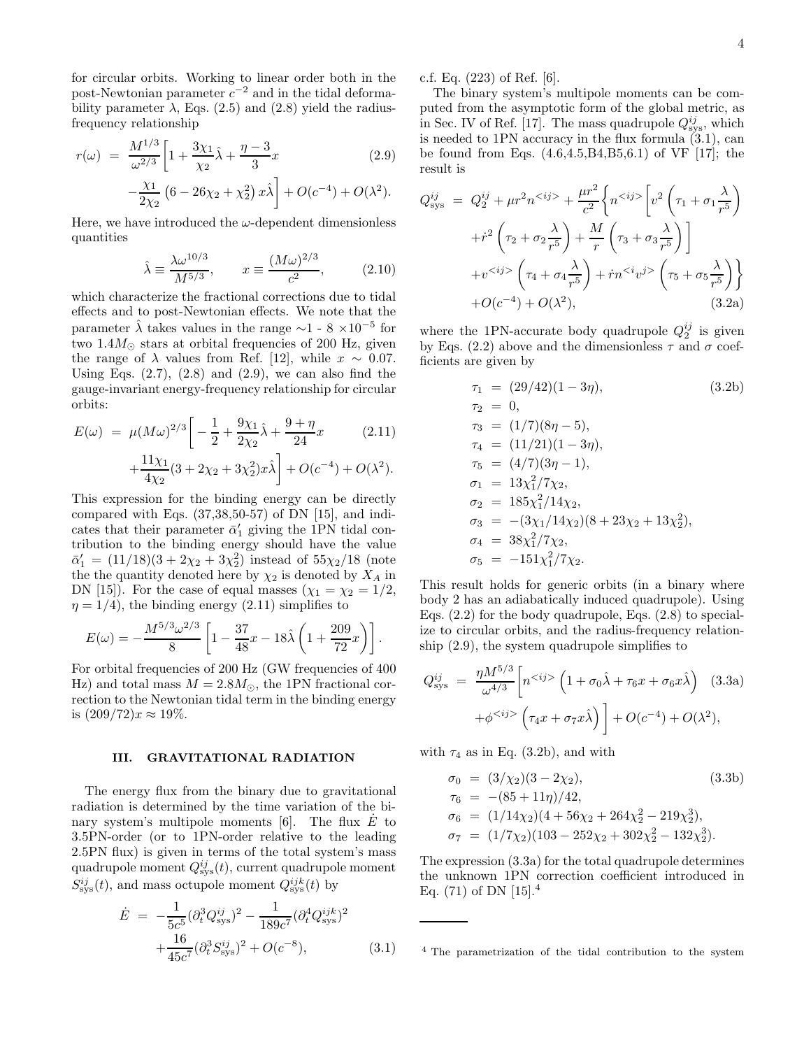for circular orbits. Working to linear order both in the post-Newtonian parameter $c^{-2}$ and in the tidal deformability parameter $\lambda$, Eqs. (2.5) and (2.8) yield the radius-frequency relationship

$$r(\omega) = \frac{M^{1/3}}{\omega^{2/3}}\bigg[1 + \frac{3\chi_1}{\chi_2}\hat{\lambda} + \frac{\eta-3}{3}x - \frac{\chi_1}{2\chi_2}\left(6 - 26\chi_2 + \chi_2^2\right)x\hat{\lambda}\bigg] + O(c^{-4}) + O(\lambda^2). \tag{2.9}$$

Here, we have introduced the $\omega$-dependent dimensionless quantities

$$\hat{\lambda} \equiv \frac{\lambda\omega^{10/3}}{M^{5/3}}, \qquad x \equiv \frac{(M\omega)^{2/3}}{c^2}, \tag{2.10}$$

which characterize the fractional corrections due to tidal effects and to post-Newtonian effects. We note that the parameter $\hat{\lambda}$ takes values in the range ~1 - 8 $\times 10^{-5}$ for two $1.4M_\odot$ stars at orbital frequencies of 200 Hz, given the range of $\lambda$ values from Ref. [12], while $x \sim 0.07$. Using Eqs. (2.7), (2.8) and (2.9), we can also find the gauge-invariant energy-frequency relationship for circular orbits:

$$E(\omega) = \mu(M\omega)^{2/3}\bigg[-\frac{1}{2} + \frac{9\chi_1}{2\chi_2}\hat{\lambda} + \frac{9+\eta}{24}x + \frac{11\chi_1}{4\chi_2}(3 + 2\chi_2 + 3\chi_2^2)x\hat{\lambda}\bigg] + O(c^{-4}) + O(\lambda^2). \tag{2.11}$$

This expression for the binding energy can be directly compared with Eqs. (37,38,50-57) of DN [15], and indicates that their parameter $\bar{\alpha}_1'$ giving the 1PN tidal contribution to the binding energy should have the value $\bar{\alpha}_1' = (11/18)(3 + 2\chi_2 + 3\chi_2^2)$ instead of $55\chi_2/18$ (note the the quantity denoted here by $\chi_2$ is denoted by $X_A$ in DN [15]). For the case of equal masses ($\chi_1 = \chi_2 = 1/2$, $\eta = 1/4$), the binding energy (2.11) simplifies to

$$E(\omega) = -\frac{M^{5/3}\omega^{2/3}}{8}\left[1 - \frac{37}{48}x - 18\hat{\lambda}\left(1 + \frac{209}{72}x\right)\right].$$

For orbital frequencies of 200 Hz (GW frequencies of 400 Hz) and total mass $M = 2.8M_\odot$, the 1PN fractional correction to the Newtonian tidal term in the binding energy is $(209/72)x \approx 19\%$.

### III. GRAVITATIONAL RADIATION

The energy flux from the binary due to gravitational radiation is determined by the time variation of the binary system's multipole moments [6]. The flux $\dot{E}$ to 3.5PN-order (or to 1PN-order relative to the leading 2.5PN flux) is given in terms of the total system's mass quadrupole moment $Q^{ij}_{\rm sys}(t)$, current quadrupole moment $S^{ij}_{\rm sys}(t)$, and mass octupole moment $Q^{ijk}_{\rm sys}(t)$ by

$$\dot{E} = -\frac{1}{5c^5}(\partial_t^3 Q^{ij}_{\rm sys})^2 - \frac{1}{189c^7}(\partial_t^4 Q^{ijk}_{\rm sys})^2 + \frac{16}{45c^7}(\partial_t^3 S^{ij}_{\rm sys})^2 + O(c^{-8}), \tag{3.1}$$

c.f. Eq. (223) of Ref. [6].

The binary system's multipole moments can be computed from the asymptotic form of the global metric, as in Sec. IV of Ref. [17]. The mass quadrupole $Q^{ij}_{\rm sys}$, which is needed to 1PN accuracy in the flux formula (3.1), can be found from Eqs. (4.6,4.5,B4,B5,6.1) of VF [17]; the result is

$$\begin{aligned}
Q^{ij}_{\rm sys} &= Q^{ij}_2 + \mu r^2 n^{<ij>} + \frac{\mu r^2}{c^2}\bigg\{n^{<ij>}\bigg[v^2\left(\tau_1 + \sigma_1\frac{\lambda}{r^5}\right) \\
&+ \dot{r}^2\left(\tau_2 + \sigma_2\frac{\lambda}{r^5}\right) + \frac{M}{r}\left(\tau_3 + \sigma_3\frac{\lambda}{r^5}\right)\bigg] \\
&+ v^{<ij>}\left(\tau_4 + \sigma_4\frac{\lambda}{r^5}\right) + \dot{r}n^{<i}v^{j>}\left(\tau_5 + \sigma_5\frac{\lambda}{r^5}\right)\bigg\} \\
&+ O(c^{-4}) + O(\lambda^2),
\end{aligned} \tag{3.2a}$$

where the 1PN-accurate body quadrupole $Q^{ij}_2$ is given by Eqs. (2.2) above and the dimensionless $\tau$ and $\sigma$ coefficients are given by

$$\begin{aligned}
\tau_1 &= (29/42)(1-3\eta), \\
\tau_2 &= 0, \\
\tau_3 &= (1/7)(8\eta - 5), \\
\tau_4 &= (11/21)(1-3\eta), \\
\tau_5 &= (4/7)(3\eta - 1), \\
\sigma_1 &= 13\chi_1^2/7\chi_2, \\
\sigma_2 &= 185\chi_1^2/14\chi_2, \\
\sigma_3 &= -(3\chi_1/14\chi_2)(8 + 23\chi_2 + 13\chi_2^2), \\
\sigma_4 &= 38\chi_1^2/7\chi_2, \\
\sigma_5 &= -151\chi_1^2/7\chi_2.
\end{aligned} \tag{3.2b}$$

This result holds for generic orbits (in a binary where body 2 has an adiabatically induced quadrupole). Using Eqs. (2.2) for the body quadrupole, Eqs. (2.8) to specialize to circular orbits, and the radius-frequency relationship (2.9), the system quadrupole simplifies to

$$\begin{aligned}
Q^{ij}_{\rm sys} &= \frac{\eta M^{5/3}}{\omega^{4/3}}\bigg[n^{<ij>}\left(1 + \sigma_0\hat{\lambda} + \tau_6 x + \sigma_6 x\hat{\lambda}\right) \\
&+ \phi^{<ij>}\left(\tau_4 x + \sigma_7 x\hat{\lambda}\right)\bigg] + O(c^{-4}) + O(\lambda^2),
\end{aligned} \tag{3.3a}$$

with $\tau_4$ as in Eq. (3.2b), and with

$$\begin{aligned}
\sigma_0 &= (3/\chi_2)(3 - 2\chi_2), \\
\tau_6 &= -(85 + 11\eta)/42, \\
\sigma_6 &= (1/14\chi_2)(4 + 56\chi_2 + 264\chi_2^2 - 219\chi_2^3), \\
\sigma_7 &= (1/7\chi_2)(103 - 252\chi_2 + 302\chi_2^2 - 132\chi_2^3).
\end{aligned} \tag{3.3b}$$

The expression (3.3a) for the total quadrupole determines the unknown 1PN correction coefficient introduced in Eq. (71) of DN [15].[4]

---

[4] The parametrization of the tidal contribution to the system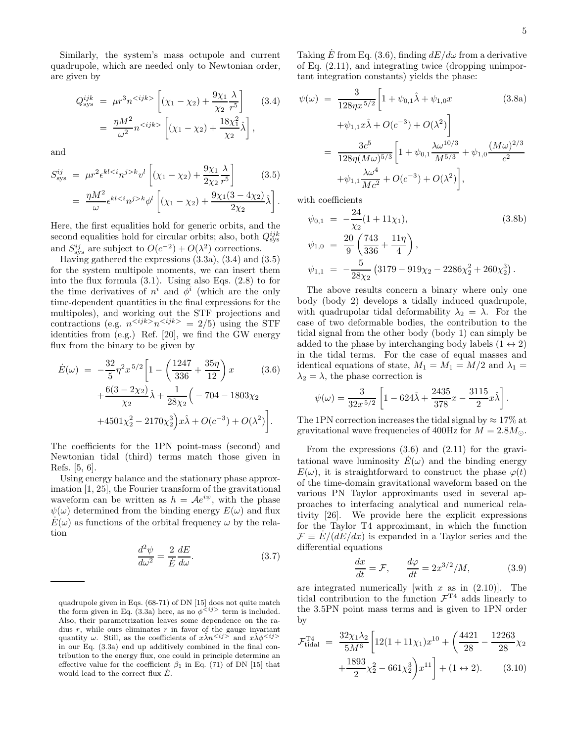Similarly, the system's mass octupole and current quadrupole, which are needed only to Newtonian order, are given by

$$
\begin{aligned}
Q^{ijk}_{\rm sys} &= \mu r^3 n^{<ijk>}\left[(\chi_1-\chi_2)+\frac{9\chi_1}{\chi_2}\frac{\lambda}{r^5}\right] \qquad (3.4)\\
&= \frac{\eta M^2}{\omega^2} n^{<ijk>}\left[(\chi_1-\chi_2)+\frac{18\chi_1^2}{\chi_2}\hat{\lambda}\right],
\end{aligned}
$$

and

$$
\begin{aligned}
S^{ij}_{\rm sys} &= \mu r^2 \epsilon^{kl<i}n^{j>k}v^l\left[(\chi_1-\chi_2)+\frac{9\chi_1}{2\chi_2}\frac{\lambda}{r^5}\right] \qquad (3.5)\\
&= \frac{\eta M^2}{\omega}\epsilon^{kl<i}n^{j>k}\phi^l\left[(\chi_1-\chi_2)+\frac{9\chi_1(3-4\chi_2)}{2\chi_2}\hat{\lambda}\right].
\end{aligned}
$$

Here, the first equalities hold for generic orbits, and the second equalities hold for circular orbits; also, both $Q^{ijk}_{\rm sys}$ and $S^{ij}_{\rm sys}$ are subject to $O(c^{-2})+O(\lambda^2)$ corrections.

Having gathered the expressions (3.3a), (3.4) and (3.5) for the system multipole moments, we can insert them into the flux formula (3.1). Using also Eqs. (2.8) to for the time derivatives of $n^i$ and $\phi^i$ (which are the only time-dependent quantities in the final expressions for the multipoles), and working out the STF projections and contractions (e.g. $n^{<ijk>}n^{<ijk>}=2/5$) using the STF identities from (e.g.) Ref. [20], we find the GW energy flux from the binary to be given by

$$
\begin{aligned}
\dot{E}(\omega) &= -\frac{32}{5}\eta^2 x^{5/2}\Bigg[1-\left(\frac{1247}{336}+\frac{35\eta}{12}\right)x \qquad (3.6)\\
&\quad+\frac{6(3-2\chi_2)}{\chi_2}\hat{\lambda}+\frac{1}{28\chi_2}\Big(-704-1803\chi_2\\
&\quad+4501\chi_2^2-2170\chi_2^3\Big)x\hat{\lambda}+O(c^{-3})+O(\lambda^2)\Bigg].
\end{aligned}
$$

The coefficients for the 1PN point-mass (second) and Newtonian tidal (third) terms match those given in Refs. [5, 6].

Using energy balance and the stationary phase approximation [1, 25], the Fourier transform of the gravitational waveform can be written as $h=\mathcal{A}e^{i\psi}$, with the phase $\psi(\omega)$ determined from the binding energy $E(\omega)$ and flux $\dot{E}(\omega)$ as functions of the orbital frequency $\omega$ by the relation

$$
\frac{d^2\psi}{d\omega^2}=\frac{2}{\dot{E}}\frac{dE}{d\omega}. \qquad (3.7)
$$

quadrupole given in Eqs. (68-71) of DN [15] does not quite match the form given in Eq. (3.3a) here, as no $\phi^{<ij>}$ term is included. Also, their parametrization leaves some dependence on the radius $r$, while ours eliminates $r$ in favor of the gauge invariant quantity $\omega$. Still, as the coefficients of $x\hat{\lambda}n^{<ij>}$ and $x\hat{\lambda}\phi^{<ij>}$ in our Eq. (3.3a) end up additively combined in the final contribution to the energy flux, one could in principle determine an effective value for the coefficient $\beta_1$ in Eq. (71) of DN [15] that would lead to the correct flux $\dot{E}$.

Taking $\dot{E}$ from Eq. (3.6), finding $dE/d\omega$ from a derivative of Eq. (2.11), and integrating twice (dropping unimportant integration constants) yields the phase:

$$
\begin{aligned}
\psi(\omega) &= \frac{3}{128\eta x^{5/2}}\Big[1+\psi_{0,1}\hat{\lambda}+\psi_{1,0}x \qquad (3.8a)\\
&\quad+\psi_{1,1}x\hat{\lambda}+O(c^{-3})+O(\lambda^2)\Big]\\
&= \frac{3c^5}{128\eta(M\omega)^{5/3}}\Bigg[1+\psi_{0,1}\frac{\lambda\omega^{10/3}}{M^{5/3}}+\psi_{1,0}\frac{(M\omega)^{2/3}}{c^2}\\
&\quad+\psi_{1,1}\frac{\lambda\omega^4}{Mc^2}+O(c^{-3})+O(\lambda^2)\Bigg],
\end{aligned}
$$

with coefficients

$$
\begin{aligned}
\psi_{0,1} &= -\frac{24}{\chi_2}(1+11\chi_1), \qquad (3.8b)\\
\psi_{1,0} &= \frac{20}{9}\left(\frac{743}{336}+\frac{11\eta}{4}\right),\\
\psi_{1,1} &= -\frac{5}{28\chi_2}\left(3179-919\chi_2-2286\chi_2^2+260\chi_2^3\right).
\end{aligned}
$$

The above results concern a binary where only one body (body 2) develops a tidally induced quadrupole, with quadrupolar tidal deformability $\lambda_2=\lambda$. For the case of two deformable bodies, the contribution to the tidal signal from the other body (body 1) can simply be added to the phase by interchanging body labels $(1\leftrightarrow 2)$ in the tidal terms. For the case of equal masses and identical equations of state, $M_1=M_1=M/2$ and $\lambda_1=\lambda_2=\lambda$, the phase correction is

$$
\psi(\omega)=\frac{3}{32x^{5/2}}\left[1-624\hat{\lambda}+\frac{2435}{378}x-\frac{3115}{2}x\hat{\lambda}\right].
$$

The 1PN correction increases the tidal signal by $\approx 17\%$ at gravitational wave frequencies of 400Hz for $M=2.8M_\odot$.

From the expressions (3.6) and (2.11) for the gravitational wave luminosity $\dot{E}(\omega)$ and the binding energy $E(\omega)$, it is straightforward to construct the phase $\varphi(t)$ of the time-domain gravitational waveform based on the various PN Taylor approximants used in several approaches to interfacing analytical and numerical relativity [26]. We provide here the explicit expressions for the Taylor T4 approximant, in which the function $\mathcal{F}\equiv\dot{E}/(dE/dx)$ is expanded in a Taylor series and the differential equations

$$
\frac{dx}{dt}=\mathcal{F}, \qquad \frac{d\varphi}{dt}=2x^{3/2}/M, \qquad (3.9)
$$

are integrated numerically [with $x$ as in (2.10)]. The tidal contribution to the function $\mathcal{F}^{\rm T4}$ adds linearly to the 3.5PN point mass terms and is given to 1PN order by

$$
\begin{aligned}
\mathcal{F}^{\rm T4}_{\rm tidal} &= \frac{32\chi_1\lambda_2}{5M^6}\Bigg[12(1+11\chi_1)x^{10}+\Bigg(\frac{4421}{28}-\frac{12263}{28}\chi_2\\
&\quad+\frac{1893}{2}\chi_2^2-661\chi_2^3\Bigg)x^{11}\Bigg]+(1\leftrightarrow 2). \qquad (3.10)
\end{aligned}
$$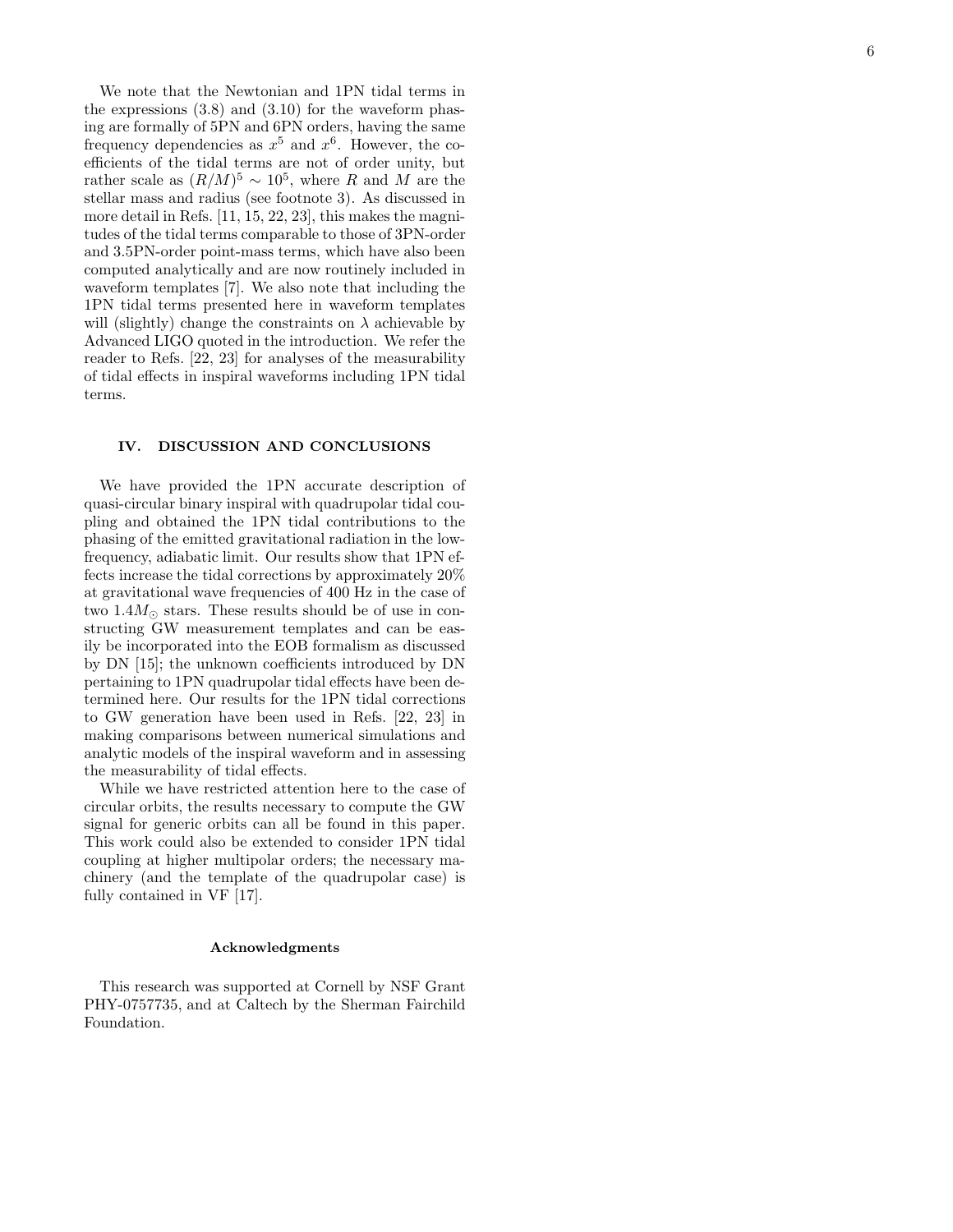We note that the Newtonian and 1PN tidal terms in the expressions (3.8) and (3.10) for the waveform phasing are formally of 5PN and 6PN orders, having the same frequency dependencies as $x^5$ and $x^6$. However, the coefficients of the tidal terms are not of order unity, but rather scale as $(R/M)^5 \sim 10^5$, where $R$ and $M$ are the stellar mass and radius (see footnote 3). As discussed in more detail in Refs. [11, 15, 22, 23], this makes the magnitudes of the tidal terms comparable to those of 3PN-order and 3.5PN-order point-mass terms, which have also been computed analytically and are now routinely included in waveform templates [7]. We also note that including the 1PN tidal terms presented here in waveform templates will (slightly) change the constraints on $\lambda$ achievable by Advanced LIGO quoted in the introduction. We refer the reader to Refs. [22, 23] for analyses of the measurability of tidal effects in inspiral waveforms including 1PN tidal terms.

## IV. DISCUSSION AND CONCLUSIONS

We have provided the 1PN accurate description of quasi-circular binary inspiral with quadrupolar tidal coupling and obtained the 1PN tidal contributions to the phasing of the emitted gravitational radiation in the low-frequency, adiabatic limit. Our results show that 1PN effects increase the tidal corrections by approximately 20% at gravitational wave frequencies of 400 Hz in the case of two $1.4M_{\odot}$ stars. These results should be of use in constructing GW measurement templates and can be easily be incorporated into the EOB formalism as discussed by DN [15]; the unknown coefficients introduced by DN pertaining to 1PN quadrupolar tidal effects have been determined here. Our results for the 1PN tidal corrections to GW generation have been used in Refs. [22, 23] in making comparisons between numerical simulations and analytic models of the inspiral waveform and in assessing the measurability of tidal effects.

While we have restricted attention here to the case of circular orbits, the results necessary to compute the GW signal for generic orbits can all be found in this paper. This work could also be extended to consider 1PN tidal coupling at higher multipolar orders; the necessary machinery (and the template of the quadrupolar case) is fully contained in VF [17].

### Acknowledgments

This research was supported at Cornell by NSF Grant PHY-0757735, and at Caltech by the Sherman Fairchild Foundation.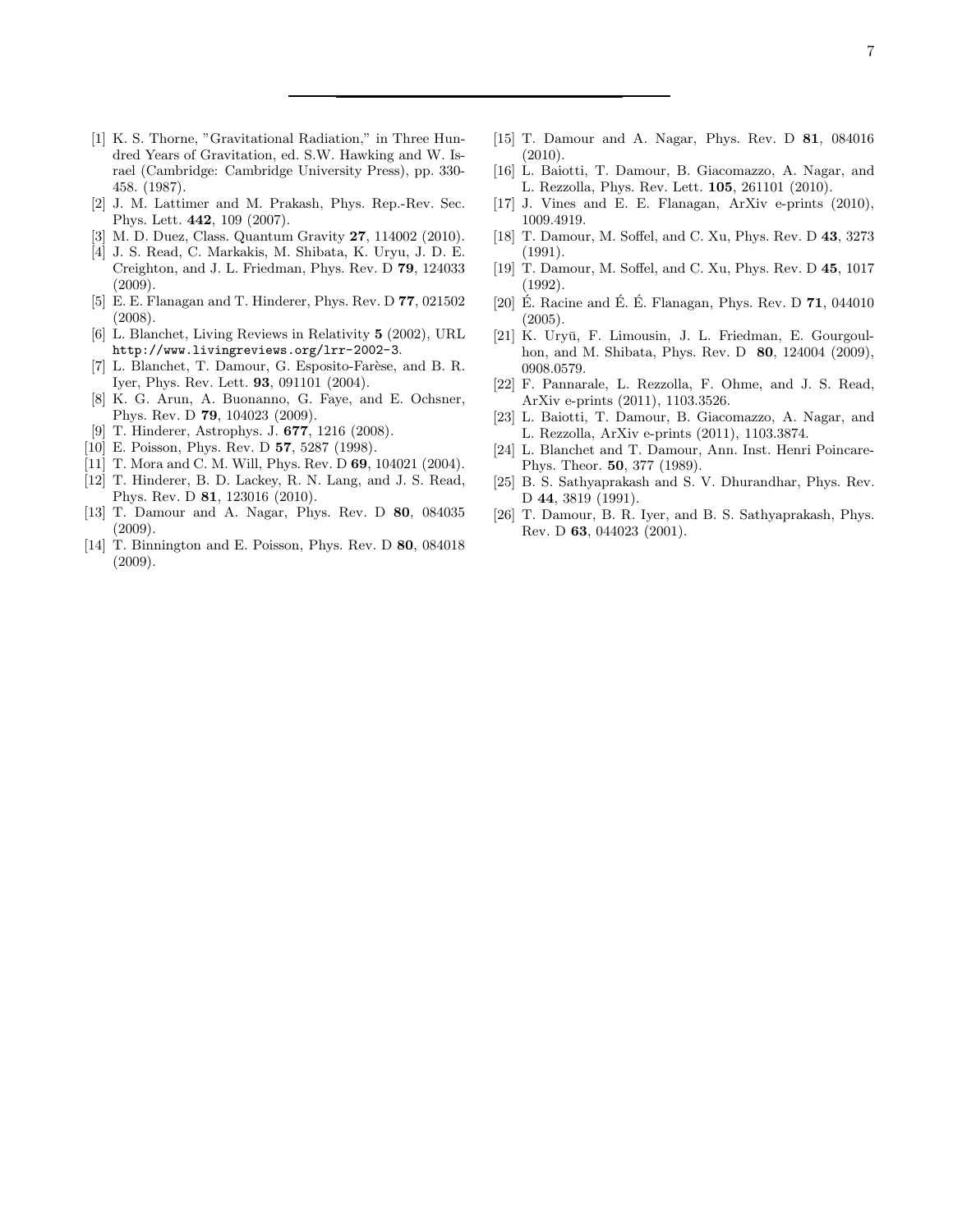[1] K. S. Thorne, "Gravitational Radiation," in Three Hundred Years of Gravitation, ed. S.W. Hawking and W. Israel (Cambridge: Cambridge University Press), pp. 330-458. (1987).

[2] J. M. Lattimer and M. Prakash, Phys. Rep.-Rev. Sec. Phys. Lett. **442**, 109 (2007).

[3] M. D. Duez, Class. Quantum Gravity **27**, 114002 (2010).

[4] J. S. Read, C. Markakis, M. Shibata, K. Uryu, J. D. E. Creighton, and J. L. Friedman, Phys. Rev. D **79**, 124033 (2009).

[5] E. E. Flanagan and T. Hinderer, Phys. Rev. D **77**, 021502 (2008).

[6] L. Blanchet, Living Reviews in Relativity **5** (2002), URL `http://www.livingreviews.org/lrr-2002-3`.

[7] L. Blanchet, T. Damour, G. Esposito-Farèse, and B. R. Iyer, Phys. Rev. Lett. **93**, 091101 (2004).

[8] K. G. Arun, A. Buonanno, G. Faye, and E. Ochsner, Phys. Rev. D **79**, 104023 (2009).

[9] T. Hinderer, Astrophys. J. **677**, 1216 (2008).

[10] E. Poisson, Phys. Rev. D **57**, 5287 (1998).

[11] T. Mora and C. M. Will, Phys. Rev. D **69**, 104021 (2004).

[12] T. Hinderer, B. D. Lackey, R. N. Lang, and J. S. Read, Phys. Rev. D **81**, 123016 (2010).

[13] T. Damour and A. Nagar, Phys. Rev. D **80**, 084035 (2009).

[14] T. Binnington and E. Poisson, Phys. Rev. D **80**, 084018 (2009).

[15] T. Damour and A. Nagar, Phys. Rev. D **81**, 084016 (2010).

[16] L. Baiotti, T. Damour, B. Giacomazzo, A. Nagar, and L. Rezzolla, Phys. Rev. Lett. **105**, 261101 (2010).

[17] J. Vines and E. E. Flanagan, ArXiv e-prints (2010), 1009.4919.

[18] T. Damour, M. Soffel, and C. Xu, Phys. Rev. D **43**, 3273 (1991).

[19] T. Damour, M. Soffel, and C. Xu, Phys. Rev. D **45**, 1017 (1992).

[20] É. Racine and É. É. Flanagan, Phys. Rev. D **71**, 044010 (2005).

[21] K. Uryū, F. Limousin, J. L. Friedman, E. Gourgoulhon, and M. Shibata, Phys. Rev. D **80**, 124004 (2009), 0908.0579.

[22] F. Pannarale, L. Rezzolla, F. Ohme, and J. S. Read, ArXiv e-prints (2011), 1103.3526.

[23] L. Baiotti, T. Damour, B. Giacomazzo, A. Nagar, and L. Rezzolla, ArXiv e-prints (2011), 1103.3874.

[24] L. Blanchet and T. Damour, Ann. Inst. Henri Poincare-Phys. Theor. **50**, 377 (1989).

[25] B. S. Sathyaprakash and S. V. Dhurandhar, Phys. Rev. D **44**, 3819 (1991).

[26] T. Damour, B. R. Iyer, and B. S. Sathyaprakash, Phys. Rev. D **63**, 044023 (2001).